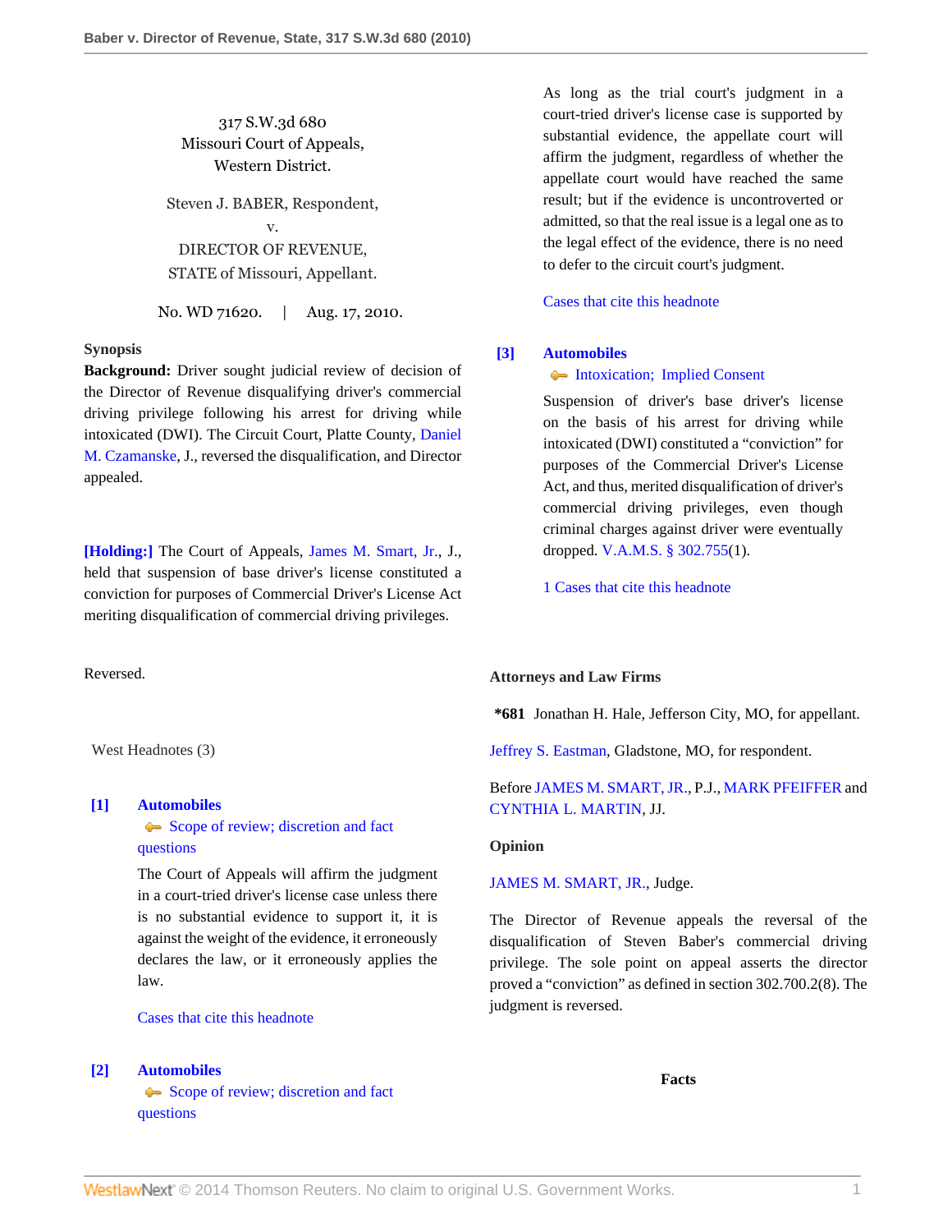317 S.W.3d 680
Missouri Court of Appeals,
Western District.

Steven J. BABER, Respondent,
v.
DIRECTOR OF REVENUE,
STATE of Missouri, Appellant.

No. WD 71620. | Aug. 17, 2010.

**Synopsis**

**Background:** Driver sought judicial review of decision of the Director of Revenue disqualifying driver's commercial driving privilege following his arrest for driving while intoxicated (DWI). The Circuit Court, Platte County, Daniel M. Czamanske, J., reversed the disqualification, and Director appealed.

**[Holding:]** The Court of Appeals, James M. Smart, Jr., J., held that suspension of base driver's license constituted a conviction for purposes of Commercial Driver's License Act meriting disqualification of commercial driving privileges.

Reversed.

West Headnotes (3)

**[1] Automobiles**
Scope of review; discretion and fact questions

The Court of Appeals will affirm the judgment in a court-tried driver's license case unless there is no substantial evidence to support it, it is against the weight of the evidence, it erroneously declares the law, or it erroneously applies the law.

Cases that cite this headnote

**[2] Automobiles**
Scope of review; discretion and fact questions

As long as the trial court's judgment in a court-tried driver's license case is supported by substantial evidence, the appellate court will affirm the judgment, regardless of whether the appellate court would have reached the same result; but if the evidence is uncontroverted or admitted, so that the real issue is a legal one as to the legal effect of the evidence, there is no need to defer to the circuit court's judgment.

Cases that cite this headnote

**[3] Automobiles**
Intoxication; Implied Consent

Suspension of driver's base driver's license on the basis of his arrest for driving while intoxicated (DWI) constituted a "conviction" for purposes of the Commercial Driver's License Act, and thus, merited disqualification of driver's commercial driving privileges, even though criminal charges against driver were eventually dropped. V.A.M.S. § 302.755(1).

1 Cases that cite this headnote

**Attorneys and Law Firms**

**\*681** Jonathan H. Hale, Jefferson City, MO, for appellant.

Jeffrey S. Eastman, Gladstone, MO, for respondent.

Before JAMES M. SMART, JR., P.J., MARK PFEIFFER and CYNTHIA L. MARTIN, JJ.

**Opinion**

JAMES M. SMART, JR., Judge.

The Director of Revenue appeals the reversal of the disqualification of Steven Baber's commercial driving privilege. The sole point on appeal asserts the director proved a "conviction" as defined in section 302.700.2(8). The judgment is reversed.

**Facts**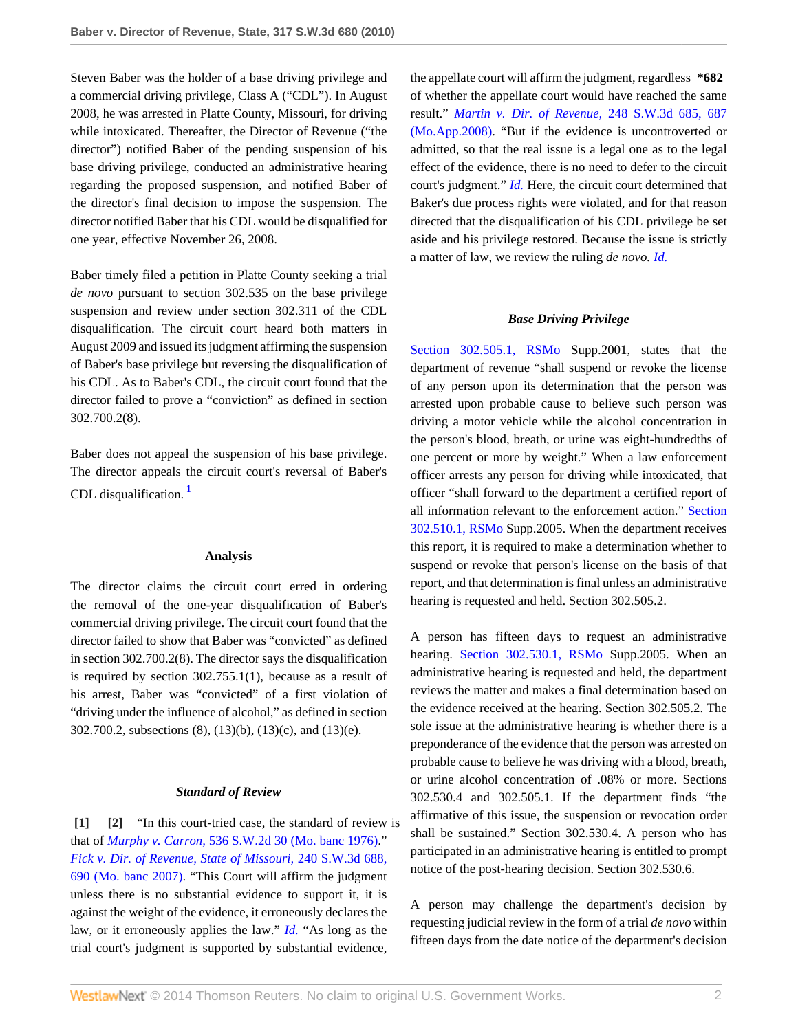Steven Baber was the holder of a base driving privilege and a commercial driving privilege, Class A ("CDL"). In August 2008, he was arrested in Platte County, Missouri, for driving while intoxicated. Thereafter, the Director of Revenue ("the director") notified Baber of the pending suspension of his base driving privilege, conducted an administrative hearing regarding the proposed suspension, and notified Baber of the director's final decision to impose the suspension. The director notified Baber that his CDL would be disqualified for one year, effective November 26, 2008.

Baber timely filed a petition in Platte County seeking a trial *de novo* pursuant to section 302.535 on the base privilege suspension and review under section 302.311 of the CDL disqualification. The circuit court heard both matters in August 2009 and issued its judgment affirming the suspension of Baber's base privilege but reversing the disqualification of his CDL. As to Baber's CDL, the circuit court found that the director failed to prove a "conviction" as defined in section 302.700.2(8).

Baber does not appeal the suspension of his base privilege. The director appeals the circuit court's reversal of Baber's CDL disqualification. [1]

#### Analysis

The director claims the circuit court erred in ordering the removal of the one-year disqualification of Baber's commercial driving privilege. The circuit court found that the director failed to show that Baber was "convicted" as defined in section 302.700.2(8). The director says the disqualification is required by section 302.755.1(1), because as a result of his arrest, Baber was "convicted" of a first violation of "driving under the influence of alcohol," as defined in section 302.700.2, subsections (8), (13)(b), (13)(c), and (13)(e).

#### *Standard of Review*

**[1]** **[2]** "In this court-tried case, the standard of review is that of *Murphy v. Carron,* 536 S.W.2d 30 (Mo. banc 1976)." *Fick v. Dir. of Revenue, State of Missouri,* 240 S.W.3d 688, 690 (Mo. banc 2007). "This Court will affirm the judgment unless there is no substantial evidence to support it, it is against the weight of the evidence, it erroneously declares the law, or it erroneously applies the law." *Id.* "As long as the trial court's judgment is supported by substantial evidence, the appellate court will affirm the judgment, regardless **\*682** of whether the appellate court would have reached the same result." *Martin v. Dir. of Revenue,* 248 S.W.3d 685, 687 (Mo.App.2008). "But if the evidence is uncontroverted or admitted, so that the real issue is a legal one as to the legal effect of the evidence, there is no need to defer to the circuit court's judgment." *Id.* Here, the circuit court determined that Baker's due process rights were violated, and for that reason directed that the disqualification of his CDL privilege be set aside and his privilege restored. Because the issue is strictly a matter of law, we review the ruling *de novo. Id.*

#### *Base Driving Privilege*

Section 302.505.1, RSMo Supp.2001, states that the department of revenue "shall suspend or revoke the license of any person upon its determination that the person was arrested upon probable cause to believe such person was driving a motor vehicle while the alcohol concentration in the person's blood, breath, or urine was eight-hundredths of one percent or more by weight." When a law enforcement officer arrests any person for driving while intoxicated, that officer "shall forward to the department a certified report of all information relevant to the enforcement action." Section 302.510.1, RSMo Supp.2005. When the department receives this report, it is required to make a determination whether to suspend or revoke that person's license on the basis of that report, and that determination is final unless an administrative hearing is requested and held. Section 302.505.2.

A person has fifteen days to request an administrative hearing. Section 302.530.1, RSMo Supp.2005. When an administrative hearing is requested and held, the department reviews the matter and makes a final determination based on the evidence received at the hearing. Section 302.505.2. The sole issue at the administrative hearing is whether there is a preponderance of the evidence that the person was arrested on probable cause to believe he was driving with a blood, breath, or urine alcohol concentration of .08% or more. Sections 302.530.4 and 302.505.1. If the department finds "the affirmative of this issue, the suspension or revocation order shall be sustained." Section 302.530.4. A person who has participated in an administrative hearing is entitled to prompt notice of the post-hearing decision. Section 302.530.6.

A person may challenge the department's decision by requesting judicial review in the form of a trial *de novo* within fifteen days from the date notice of the department's decision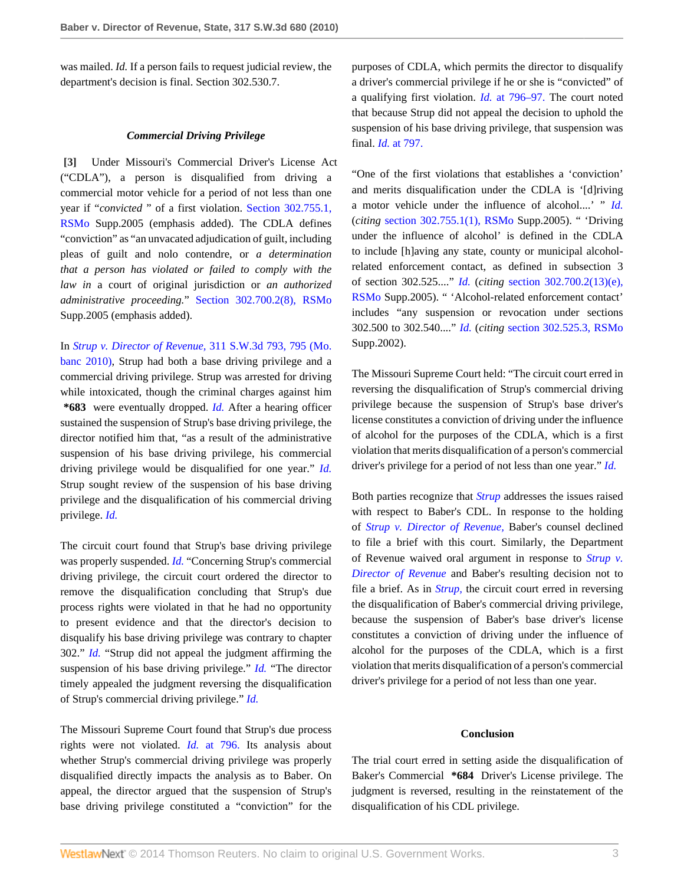was mailed. *Id.* If a person fails to request judicial review, the department's decision is final. Section 302.530.7.

### *Commercial Driving Privilege*

**[3]** Under Missouri's Commercial Driver's License Act ("CDLA"), a person is disqualified from driving a commercial motor vehicle for a period of not less than one year if "*convicted* " of a first violation. Section 302.755.1, RSMo Supp.2005 (emphasis added). The CDLA defines "conviction" as "an unvacated adjudication of guilt, including pleas of guilt and nolo contendre, or *a determination that a person has violated or failed to comply with the law in* a court of original jurisdiction or *an authorized administrative proceeding.*" Section 302.700.2(8), RSMo Supp.2005 (emphasis added).

In *Strup v. Director of Revenue,* 311 S.W.3d 793, 795 (Mo. banc 2010), Strup had both a base driving privilege and a commercial driving privilege. Strup was arrested for driving while intoxicated, though the criminal charges against him **\*683** were eventually dropped. *Id.* After a hearing officer sustained the suspension of Strup's base driving privilege, the director notified him that, "as a result of the administrative suspension of his base driving privilege, his commercial driving privilege would be disqualified for one year." *Id.* Strup sought review of the suspension of his base driving privilege and the disqualification of his commercial driving privilege. *Id.*

The circuit court found that Strup's base driving privilege was properly suspended. *Id.* "Concerning Strup's commercial driving privilege, the circuit court ordered the director to remove the disqualification concluding that Strup's due process rights were violated in that he had no opportunity to present evidence and that the director's decision to disqualify his base driving privilege was contrary to chapter 302." *Id.* "Strup did not appeal the judgment affirming the suspension of his base driving privilege." *Id.* "The director timely appealed the judgment reversing the disqualification of Strup's commercial driving privilege." *Id.*

The Missouri Supreme Court found that Strup's due process rights were not violated. *Id.* at 796. Its analysis about whether Strup's commercial driving privilege was properly disqualified directly impacts the analysis as to Baber. On appeal, the director argued that the suspension of Strup's base driving privilege constituted a "conviction" for the purposes of CDLA, which permits the director to disqualify a driver's commercial privilege if he or she is "convicted" of a qualifying first violation. *Id.* at 796–97. The court noted that because Strup did not appeal the decision to uphold the suspension of his base driving privilege, that suspension was final. *Id.* at 797.

"One of the first violations that establishes a 'conviction' and merits disqualification under the CDLA is '[d]riving a motor vehicle under the influence of alcohol....' " *Id.* (*citing* section 302.755.1(1), RSMo Supp.2005). " 'Driving under the influence of alcohol' is defined in the CDLA to include [h]aving any state, county or municipal alcohol-related enforcement contact, as defined in subsection 3 of section 302.525...." *Id.* (*citing* section 302.700.2(13)(e), RSMo Supp.2005). " 'Alcohol-related enforcement contact' includes "any suspension or revocation under sections 302.500 to 302.540...." *Id.* (*citing* section 302.525.3, RSMo Supp.2002).

The Missouri Supreme Court held: "The circuit court erred in reversing the disqualification of Strup's commercial driving privilege because the suspension of Strup's base driver's license constitutes a conviction of driving under the influence of alcohol for the purposes of the CDLA, which is a first violation that merits disqualification of a person's commercial driver's privilege for a period of not less than one year." *Id.*

Both parties recognize that *Strup* addresses the issues raised with respect to Baber's CDL. In response to the holding of *Strup v. Director of Revenue,* Baber's counsel declined to file a brief with this court. Similarly, the Department of Revenue waived oral argument in response to *Strup v. Director of Revenue* and Baber's resulting decision not to file a brief. As in *Strup,* the circuit court erred in reversing the disqualification of Baber's commercial driving privilege, because the suspension of Baber's base driver's license constitutes a conviction of driving under the influence of alcohol for the purposes of the CDLA, which is a first violation that merits disqualification of a person's commercial driver's privilege for a period of not less than one year.

### Conclusion

The trial court erred in setting aside the disqualification of Baker's Commercial **\*684** Driver's License privilege. The judgment is reversed, resulting in the reinstatement of the disqualification of his CDL privilege.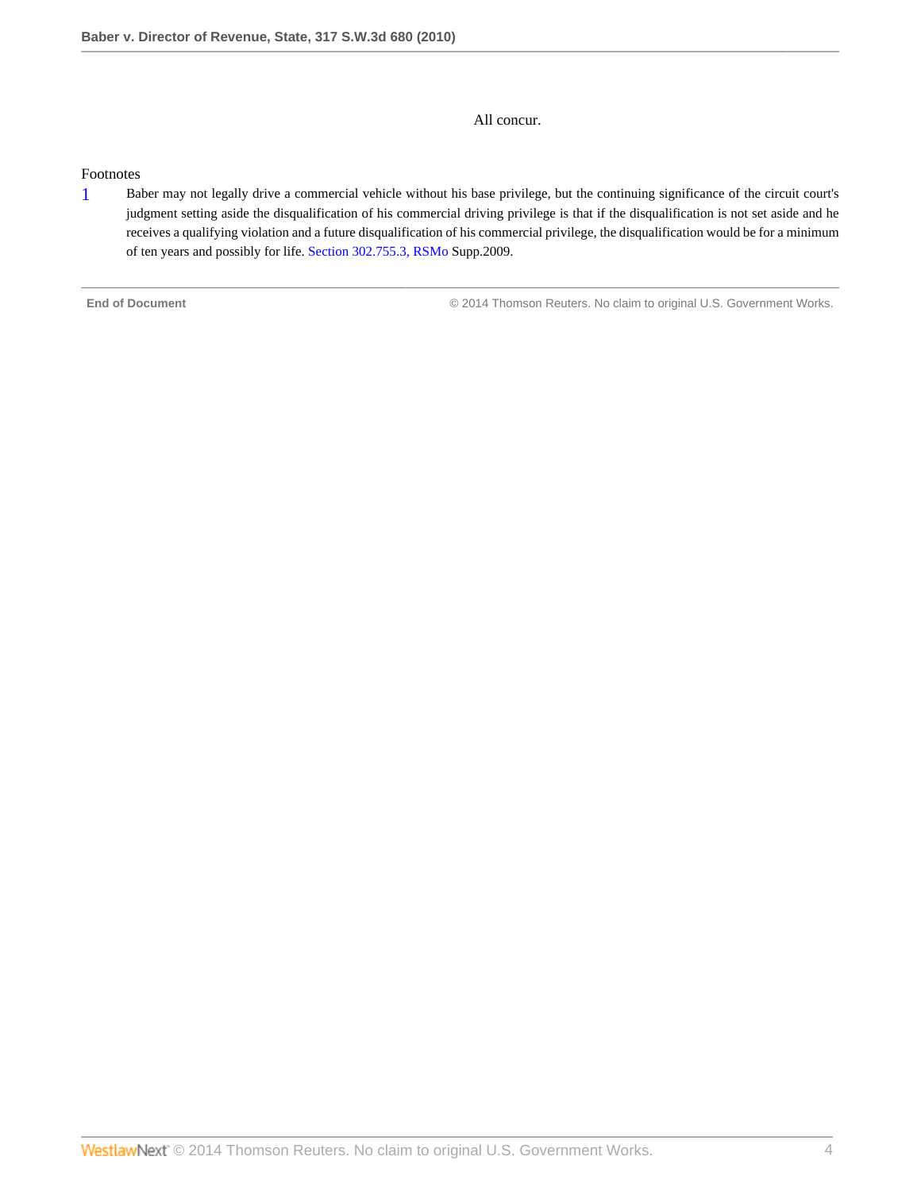All concur.

Footnotes

1 Baber may not legally drive a commercial vehicle without his base privilege, but the continuing significance of the circuit court's judgment setting aside the disqualification of his commercial driving privilege is that if the disqualification is not set aside and he receives a qualifying violation and a future disqualification of his commercial privilege, the disqualification would be for a minimum of ten years and possibly for life. Section 302.755.3, RSMo Supp.2009.

End of Document © 2014 Thomson Reuters. No claim to original U.S. Government Works.